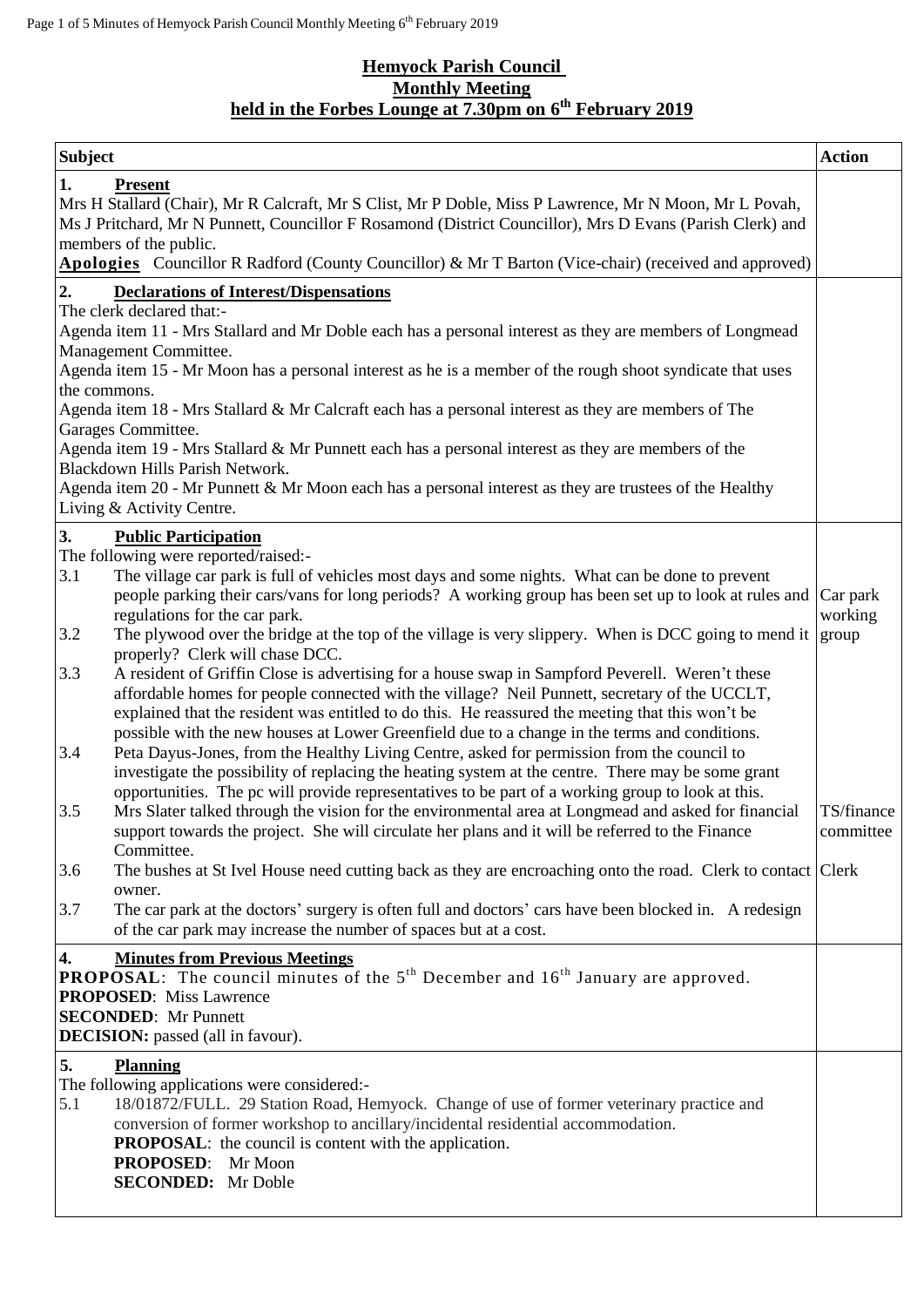# Hemyock Parish Council
## Monthly Meeting
## held in the Forbes Lounge at 7.30pm on 6th February 2019

| Subject | Action |
|---|---|
| **1. Present**<br>Mrs H Stallard (Chair), Mr R Calcraft, Mr S Clist, Mr P Doble, Miss P Lawrence, Mr N Moon, Mr L Povah, Ms J Pritchard, Mr N Punnett, Councillor F Rosamond (District Councillor), Mrs D Evans (Parish Clerk) and members of the public.<br>**Apologies** Councillor R Radford (County Councillor) & Mr T Barton (Vice-chair) (received and approved) | |
| **2. Declarations of Interest/Dispensations**<br>The clerk declared that:-<br>Agenda item 11 - Mrs Stallard and Mr Doble each has a personal interest as they are members of Longmead Management Committee.<br>Agenda item 15 - Mr Moon has a personal interest as he is a member of the rough shoot syndicate that uses the commons.<br>Agenda item 18 - Mrs Stallard & Mr Calcraft each has a personal interest as they are members of The Garages Committee.<br>Agenda item 19 - Mrs Stallard & Mr Punnett each has a personal interest as they are members of the Blackdown Hills Parish Network.<br>Agenda item 20 - Mr Punnett & Mr Moon each has a personal interest as they are trustees of the Healthy Living & Activity Centre. | |
| **3. Public Participation**<br>The following were reported/raised:-<br>3.1 The village car park is full of vehicles most days and some nights. What can be done to prevent people parking their cars/vans for long periods? A working group has been set up to look at rules and regulations for the car park.<br>3.2 The plywood over the bridge at the top of the village is very slippery. When is DCC going to mend it properly? Clerk will chase DCC.<br>3.3 A resident of Griffin Close is advertising for a house swap in Sampford Peverell. Weren't these affordable homes for people connected with the village? Neil Punnett, secretary of the UCCLT, explained that the resident was entitled to do this. He reassured the meeting that this won't be possible with the new houses at Lower Greenfield due to a change in the terms and conditions.<br>3.4 Peta Dayus-Jones, from the Healthy Living Centre, asked for permission from the council to investigate the possibility of replacing the heating system at the centre. There may be some grant opportunities. The pc will provide representatives to be part of a working group to look at this.<br>3.5 Mrs Slater talked through the vision for the environmental area at Longmead and asked for financial support towards the project. She will circulate her plans and it will be referred to the Finance Committee.<br>3.6 The bushes at St Ivel House need cutting back as they are encroaching onto the road. Clerk to contact owner.<br>3.7 The car park at the doctors' surgery is often full and doctors' cars have been blocked in. A redesign of the car park may increase the number of spaces but at a cost. | Car park working group<br><br>TS/finance committee<br><br>Clerk |
| **4. Minutes from Previous Meetings**<br>**PROPOSAL**: The council minutes of the 5th December and 16th January are approved.<br>**PROPOSED**: Miss Lawrence<br>**SECONDED**: Mr Punnett<br>**DECISION:** passed (all in favour). | |
| **5. Planning**<br>The following applications were considered:-<br>5.1 18/01872/FULL. 29 Station Road, Hemyock. Change of use of former veterinary practice and conversion of former workshop to ancillary/incidental residential accommodation.<br>**PROPOSAL**: the council is content with the application.<br>**PROPOSED**: Mr Moon<br>**SECONDED:** Mr Doble | |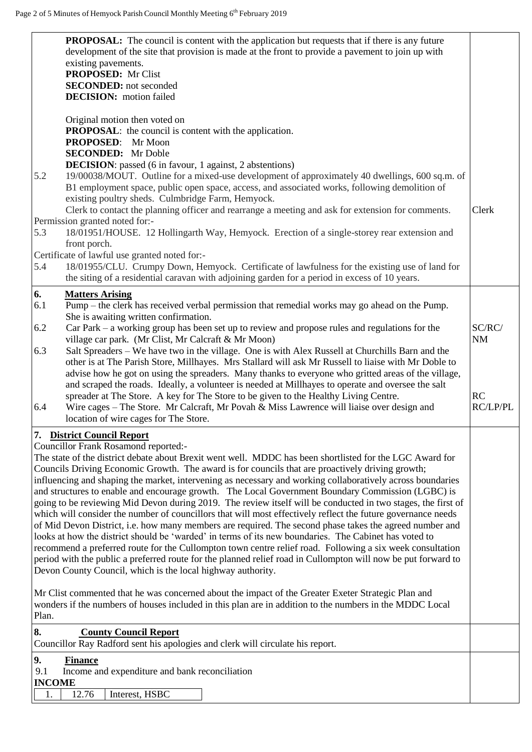**PROPOSAL:** The council is content with the application but requests that if there is any future development of the site that provision is made at the front to provide a pavement to join up with existing pavements.
**PROPOSED:** Mr Clist
**SECONDED:** not seconded
**DECISION:** motion failed

Original motion then voted on
**PROPOSAL**: the council is content with the application.
**PROPOSED**: Mr Moon
**SECONDED:** Mr Doble
**DECISION**: passed (6 in favour, 1 against, 2 abstentions)

5.2 19/00038/MOUT. Outline for a mixed-use development of approximately 40 dwellings, 600 sq.m. of B1 employment space, public open space, access, and associated works, following demolition of existing poultry sheds. Culmbridge Farm, Hemyock.
Clerk to contact the planning officer and rearrange a meeting and ask for extension for comments. — **Clerk**

Permission granted noted for:-

5.3 18/01951/HOUSE. 12 Hollingarth Way, Hemyock. Erection of a single-storey rear extension and front porch.

Certificate of lawful use granted noted for:-

5.4 18/01955/CLU. Crumpy Down, Hemyock. Certificate of lawfulness for the existing use of land for the siting of a residential caravan with adjoining garden for a period in excess of 10 years.

## 6. Matters Arising

6.1 Pump – the clerk has received verbal permission that remedial works may go ahead on the Pump. She is awaiting written confirmation.

6.2 Car Park – a working group has been set up to review and propose rules and regulations for the village car park. (Mr Clist, Mr Calcraft & Mr Moon) — **SC/RC/NM**

6.3 Salt Spreaders – We have two in the village. One is with Alex Russell at Churchills Barn and the other is at The Parish Store, Millhayes. Mrs Stallard will ask Mr Russell to liaise with Mr Doble to advise how he got on using the spreaders. Many thanks to everyone who gritted areas of the village, and scraped the roads. Ideally, a volunteer is needed at Millhayes to operate and oversee the salt spreader at The Store. A key for The Store to be given to the Healthy Living Centre. — **RC**

6.4 Wire cages – The Store. Mr Calcraft, Mr Povah & Miss Lawrence will liaise over design and location of wire cages for The Store. — **RC/LP/PL**

## 7. District Council Report

Councillor Frank Rosamond reported:-

The state of the district debate about Brexit went well. MDDC has been shortlisted for the LGC Award for Councils Driving Economic Growth. The award is for councils that are proactively driving growth; influencing and shaping the market, intervening as necessary and working collaboratively across boundaries and structures to enable and encourage growth. The Local Government Boundary Commission (LGBC) is going to be reviewing Mid Devon during 2019. The review itself will be conducted in two stages, the first of which will consider the number of councillors that will most effectively reflect the future governance needs of Mid Devon District, i.e. how many members are required. The second phase takes the agreed number and looks at how the district should be 'warded' in terms of its new boundaries. The Cabinet has voted to recommend a preferred route for the Cullompton town centre relief road. Following a six week consultation period with the public a preferred route for the planned relief road in Cullompton will now be put forward to Devon County Council, which is the local highway authority.

Mr Clist commented that he was concerned about the impact of the Greater Exeter Strategic Plan and wonders if the numbers of houses included in this plan are in addition to the numbers in the MDDC Local Plan.

## 8. County Council Report

Councillor Ray Radford sent his apologies and clerk will circulate his report.

## 9. Finance

9.1 Income and expenditure and bank reconciliation

**INCOME**

| | | |
|---|---|---|
| 1. | 12.76 | Interest, HSBC |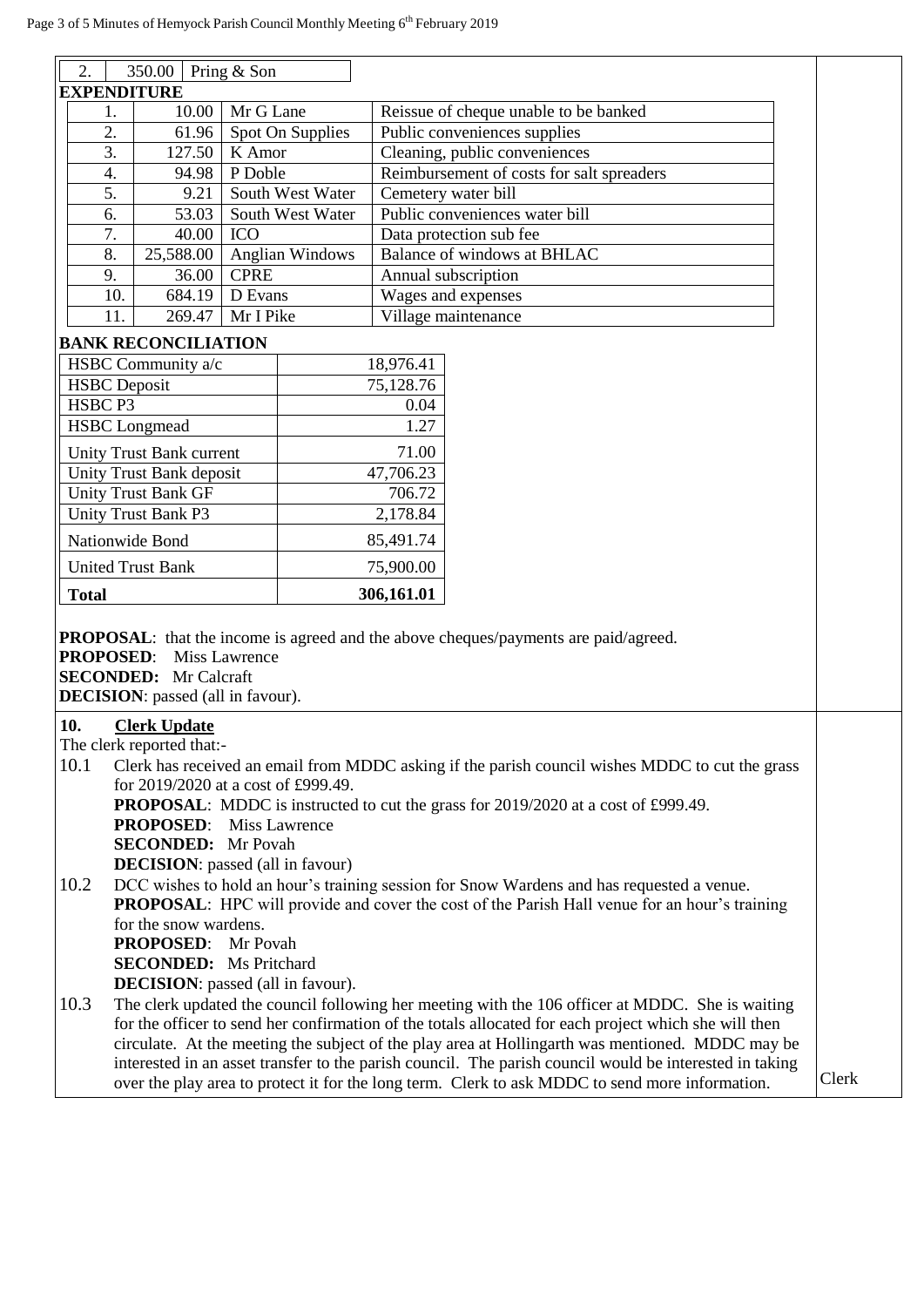| 2. | 350.00 | Pring & Son |
|---|---|---|

**EXPENDITURE**

| | | | |
|---|---|---|---|
| 1. | 10.00 | Mr G Lane | Reissue of cheque unable to be banked |
| 2. | 61.96 | Spot On Supplies | Public conveniences supplies |
| 3. | 127.50 | K Amor | Cleaning, public conveniences |
| 4. | 94.98 | P Doble | Reimbursement of costs for salt spreaders |
| 5. | 9.21 | South West Water | Cemetery water bill |
| 6. | 53.03 | South West Water | Public conveniences water bill |
| 7. | 40.00 | ICO | Data protection sub fee |
| 8. | 25,588.00 | Anglian Windows | Balance of windows at BHLAC |
| 9. | 36.00 | CPRE | Annual subscription |
| 10. | 684.19 | D Evans | Wages and expenses |
| 11. | 269.47 | Mr I Pike | Village maintenance |

**BANK RECONCILIATION**

| | |
|---|---|
| HSBC Community a/c | 18,976.41 |
| HSBC Deposit | 75,128.76 |
| HSBC P3 | 0.04 |
| HSBC Longmead | 1.27 |
| Unity Trust Bank current | 71.00 |
| Unity Trust Bank deposit | 47,706.23 |
| Unity Trust Bank GF | 706.72 |
| Unity Trust Bank P3 | 2,178.84 |
| Nationwide Bond | 85,491.74 |
| United Trust Bank | 75,900.00 |
| **Total** | **306,161.01** |

**PROPOSAL**: that the income is agreed and the above cheques/payments are paid/agreed.
**PROPOSED**: Miss Lawrence
**SECONDED:** Mr Calcraft
**DECISION**: passed (all in favour).

## 10. Clerk Update

The clerk reported that:-

10.1 Clerk has received an email from MDDC asking if the parish council wishes MDDC to cut the grass for 2019/2020 at a cost of £999.49.
**PROPOSAL**: MDDC is instructed to cut the grass for 2019/2020 at a cost of £999.49.
**PROPOSED**: Miss Lawrence
**SECONDED:** Mr Povah
**DECISION**: passed (all in favour)

10.2 DCC wishes to hold an hour's training session for Snow Wardens and has requested a venue.
**PROPOSAL**: HPC will provide and cover the cost of the Parish Hall venue for an hour's training for the snow wardens.
**PROPOSED**: Mr Povah
**SECONDED:** Ms Pritchard
**DECISION**: passed (all in favour).

10.3 The clerk updated the council following her meeting with the 106 officer at MDDC. She is waiting for the officer to send her confirmation of the totals allocated for each project which she will then circulate. At the meeting the subject of the play area at Hollingarth was mentioned. MDDC may be interested in an asset transfer to the parish council. The parish council would be interested in taking over the play area to protect it for the long term. Clerk to ask MDDC to send more information. — Clerk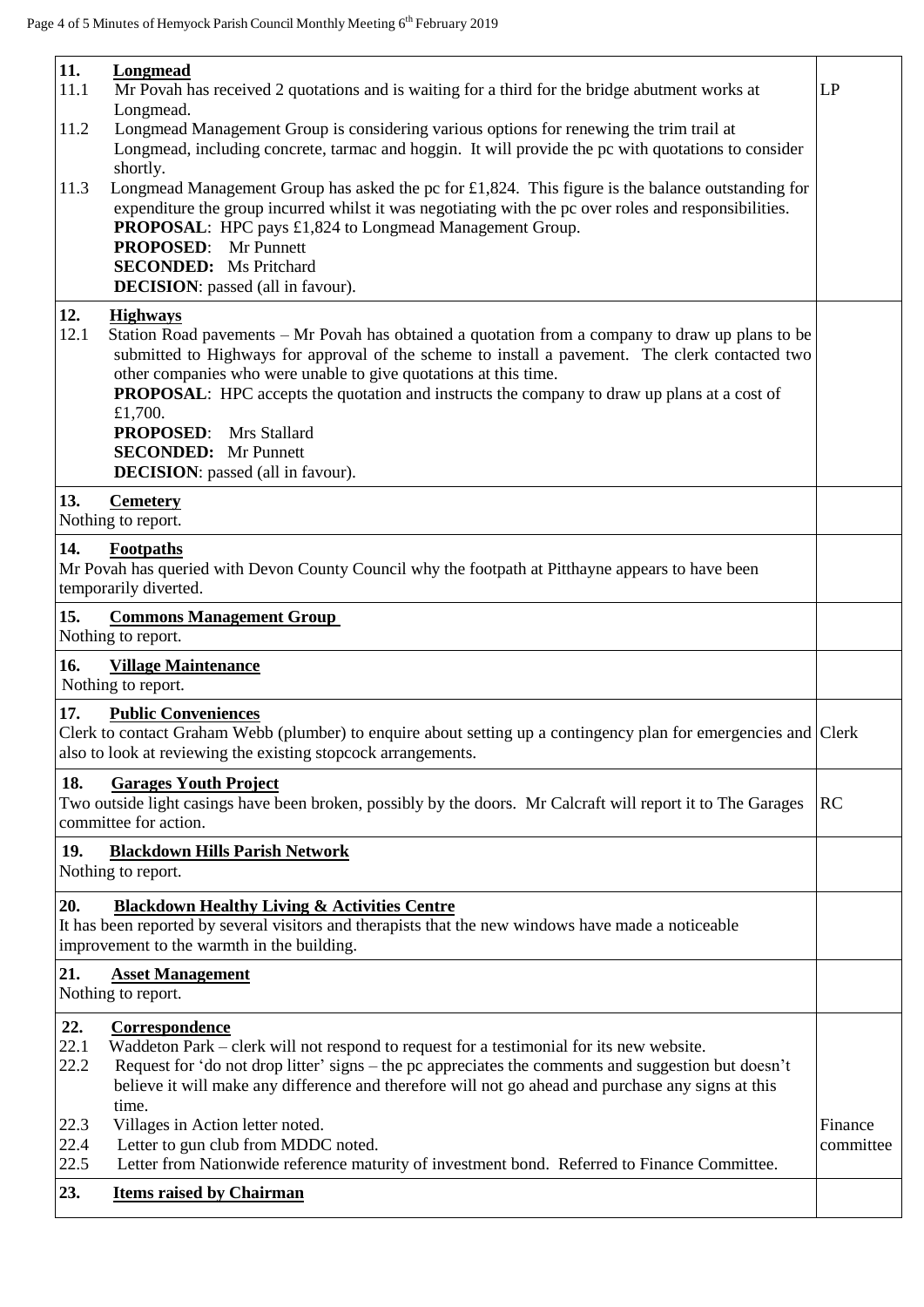| | |
|---|---|
| **11. Longmead**<br>11.1 Mr Povah has received 2 quotations and is waiting for a third for the bridge abutment works at Longmead.<br>11.2 Longmead Management Group is considering various options for renewing the trim trail at Longmead, including concrete, tarmac and hoggin. It will provide the pc with quotations to consider shortly.<br>11.3 Longmead Management Group has asked the pc for £1,824. This figure is the balance outstanding for expenditure the group incurred whilst it was negotiating with the pc over roles and responsibilities.<br>**PROPOSAL**: HPC pays £1,824 to Longmead Management Group.<br>**PROPOSED**: Mr Punnett<br>**SECONDED:** Ms Pritchard<br>**DECISION**: passed (all in favour). | LP |
| **12. Highways**<br>12.1 Station Road pavements – Mr Povah has obtained a quotation from a company to draw up plans to be submitted to Highways for approval of the scheme to install a pavement. The clerk contacted two other companies who were unable to give quotations at this time.<br>**PROPOSAL**: HPC accepts the quotation and instructs the company to draw up plans at a cost of £1,700.<br>**PROPOSED**: Mrs Stallard<br>**SECONDED:** Mr Punnett<br>**DECISION**: passed (all in favour). | |
| **13. Cemetery**<br>Nothing to report. | |
| **14. Footpaths**<br>Mr Povah has queried with Devon County Council why the footpath at Pitthayne appears to have been temporarily diverted. | |
| **15. Commons Management Group**<br>Nothing to report. | |
| **16. Village Maintenance**<br>Nothing to report. | |
| **17. Public Conveniences**<br>Clerk to contact Graham Webb (plumber) to enquire about setting up a contingency plan for emergencies and also to look at reviewing the existing stopcock arrangements. | Clerk |
| **18. Garages Youth Project**<br>Two outside light casings have been broken, possibly by the doors. Mr Calcraft will report it to The Garages committee for action. | RC |
| **19. Blackdown Hills Parish Network**<br>Nothing to report. | |
| **20. Blackdown Healthy Living & Activities Centre**<br>It has been reported by several visitors and therapists that the new windows have made a noticeable improvement to the warmth in the building. | |
| **21. Asset Management**<br>Nothing to report. | |
| **22. Correspondence**<br>22.1 Waddeton Park – clerk will not respond to request for a testimonial for its new website.<br>22.2 Request for 'do not drop litter' signs – the pc appreciates the comments and suggestion but doesn't believe it will make any difference and therefore will not go ahead and purchase any signs at this time.<br>22.3 Villages in Action letter noted.<br>22.4 Letter to gun club from MDDC noted.<br>22.5 Letter from Nationwide reference maturity of investment bond. Referred to Finance Committee. | Finance committee |
| **23. Items raised by Chairman** | |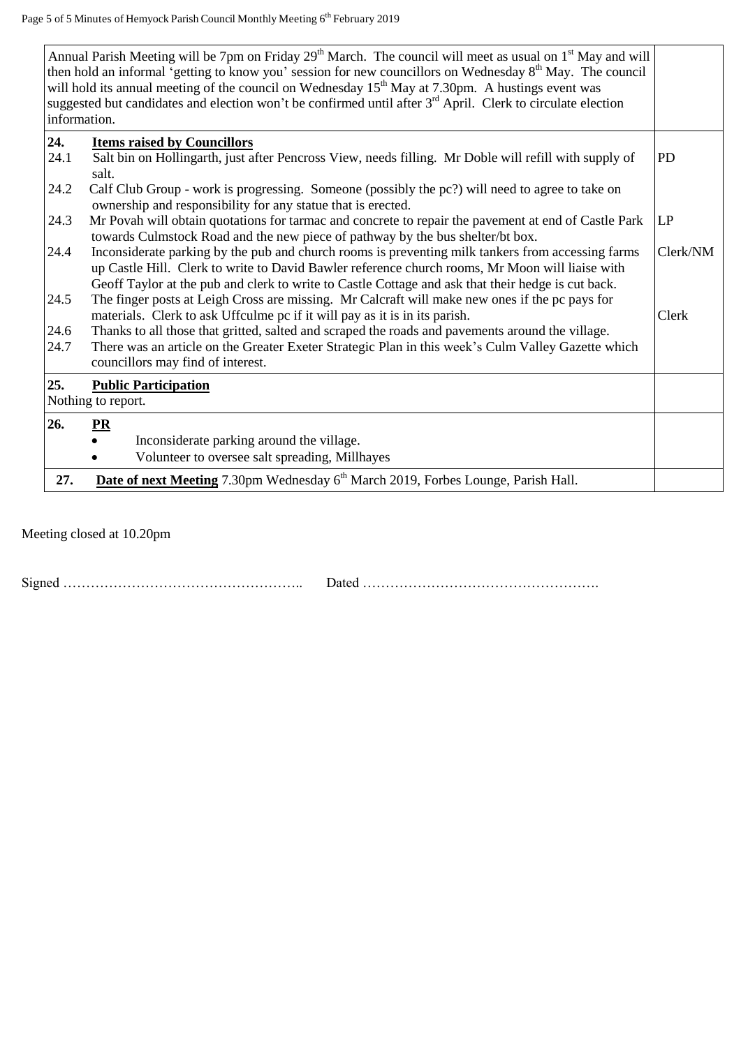| | |
|---|---|
| Annual Parish Meeting will be 7pm on Friday 29th March. The council will meet as usual on 1st May and will then hold an informal 'getting to know you' session for new councillors on Wednesday 8th May. The council will hold its annual meeting of the council on Wednesday 15th May at 7.30pm. A hustings event was suggested but candidates and election won't be confirmed until after 3rd April. Clerk to circulate election information. | |
| **24. Items raised by Councillors** | |
| 24.1 Salt bin on Hollingarth, just after Pencross View, needs filling. Mr Doble will refill with supply of salt. | PD |
| 24.2 Calf Club Group - work is progressing. Someone (possibly the pc?) will need to agree to take on ownership and responsibility for any statue that is erected. | |
| 24.3 Mr Povah will obtain quotations for tarmac and concrete to repair the pavement at end of Castle Park towards Culmstock Road and the new piece of pathway by the bus shelter/bt box. | LP |
| 24.4 Inconsiderate parking by the pub and church rooms is preventing milk tankers from accessing farms up Castle Hill. Clerk to write to David Bawler reference church rooms, Mr Moon will liaise with Geoff Taylor at the pub and clerk to write to Castle Cottage and ask that their hedge is cut back. | Clerk/NM |
| 24.5 The finger posts at Leigh Cross are missing. Mr Calcraft will make new ones if the pc pays for materials. Clerk to ask Uffculme pc if it will pay as it is in its parish. | Clerk |
| 24.6 Thanks to all those that gritted, salted and scraped the roads and pavements around the village. | |
| 24.7 There was an article on the Greater Exeter Strategic Plan in this week's Culm Valley Gazette which councillors may find of interest. | |
| **25. Public Participation** Nothing to report. | |
| **26. PR** • Inconsiderate parking around the village. • Volunteer to oversee salt spreading, Millhayes | |
| **27. Date of next Meeting** 7.30pm Wednesday 6th March 2019, Forbes Lounge, Parish Hall. | |

Meeting closed at 10.20pm

Signed …………………………………………….. Dated …………………………………………….